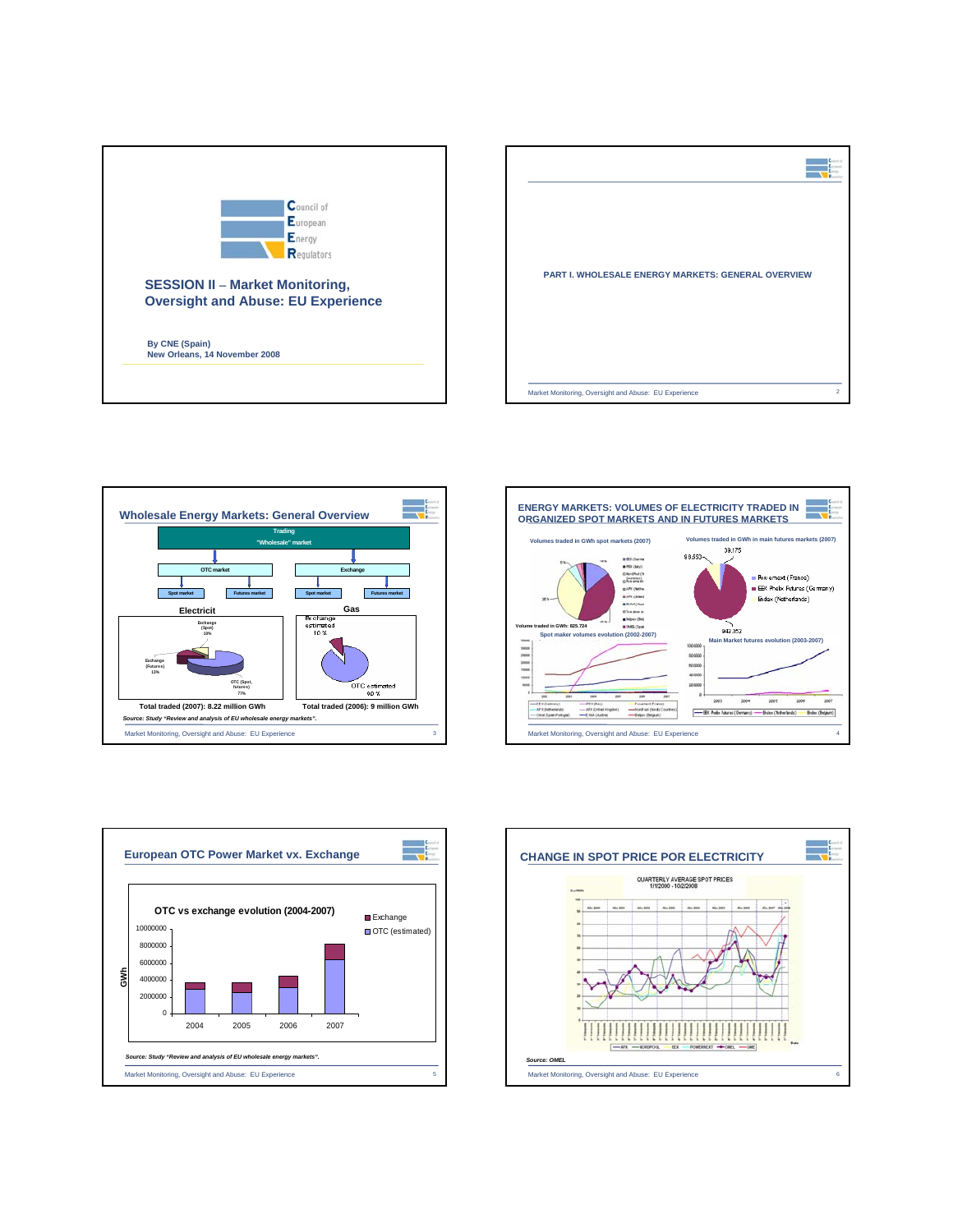Council of European Energy Regulators

## SESSION II – Market Monitoring, Oversight and Abuse: EU Experience

By CNE (Spain)
New Orleans, 14 November 2008

---

## PART I. WHOLESALE ENERGY MARKETS: GENERAL OVERVIEW

---

## Wholesale Energy Markets: General Overview

Trading "Wholesale" market

- OTC market
  - Spot market
  - Futures market
- Exchange
  - Spot market
  - Futures market

**Electricit**

- Exchange (Spot) 10%
- Exchange (Futures) 13%
- OTC (Spot, futures) 77%

Total traded (2007): 8.22 million GWh

**Gas**

- Exchange estimated 10 %
- OTC estimated 90 %

Total traded (2006): 9 million GWh

*Source: Study "Review and analysis of EU wholesale energy markets".*

---

## ENERGY MARKETS: VOLUMES OF ELECTRICITY TRADED IN ORGANIZED SPOT MARKETS AND IN FUTURES MARKETS

Volumes traded in GWh spot markets (2007)

Volume traded in GWh: 825.724

Volumes traded in GWh in main futures markets (2007)

- Powernext (France)
- EEX Phelix Futures (Germany)
- Endex (Netherlands)

Spot maker volumes evolution (2002-2007)

Main Market futures evolution (2003-2007)

---

## European OTC Power Market vx. Exchange

OTC vs exchange evolution (2004-2007)

- Exchange
- OTC (estimated)

*Source: Study "Review and analysis of EU wholesale energy markets".*

---

## CHANGE IN SPOT PRICE POR ELECTRICITY

QUARTERLY AVERAGE SPOT PRICES 1/1/2000 - 10/2/2008

*Source: OMEL*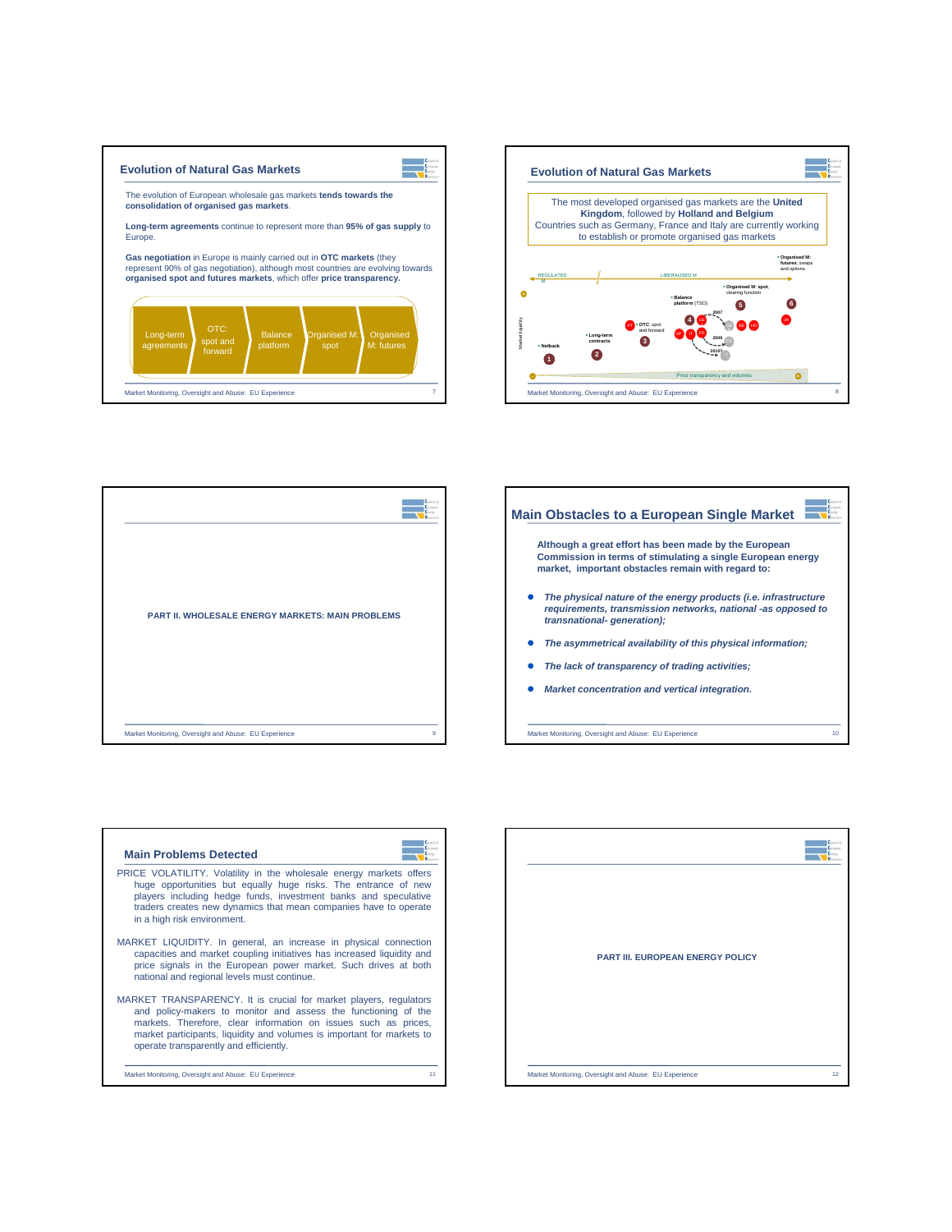## Evolution of Natural Gas Markets

The evolution of European wholesale gas markets **tends towards the consolidation of organised gas markets**.

**Long-term agreements** continue to represent more than **95% of gas supply** to Europe.

**Gas negotiation** in Europe is mainly carried out in **OTC markets** (they represent 90% of gas negotiation), although most countries are evolving towards **organised spot and futures markets**, which offer **price transparency.**

Long-term agreements → OTC: spot and forward → Balance platform → Organised M: spot → Organised M: futures

## Evolution of Natural Gas Markets

The most developed organised gas markets are the **United Kingdom**, followed by **Holland and Belgium**
Countries such as Germany, France and Italy are currently working to establish or promote organised gas markets

REGULATED M — LIBERALISED M

Market liquidity

1. Netback
2. Long-term contracts
3. OTC: spot and forward (PT)
4. Balance platform (TSO) — 2007, 2009, 2010?
5. Organised M: spot, clearing function (BE, NO)
6. Organised M: futures, swaps and options (UK)

Price transparency and volumes

PART II. WHOLESALE ENERGY MARKETS: MAIN PROBLEMS

## Main Obstacles to a European Single Market

**Although a great effort has been made by the European Commission in terms of stimulating a single European energy market, important obstacles remain with regard to:**

- ***The physical nature of the energy products (i.e. infrastructure requirements, transmission networks, national -as opposed to transnational- generation);***
- ***The asymmetrical availability of this physical information;***
- ***The lack of transparency of trading activities;***
- ***Market concentration and vertical integration.***

## Main Problems Detected

PRICE VOLATILITY. Volatility in the wholesale energy markets offers huge opportunities but equally huge risks. The entrance of new players including hedge funds, investment banks and speculative traders creates new dynamics that mean companies have to operate in a high risk environment.

MARKET LIQUIDITY. In general, an increase in physical connection capacities and market coupling initiatives has increased liquidity and price signals in the European power market. Such drives at both national and regional levels must continue.

MARKET TRANSPARENCY. It is crucial for market players, regulators and policy-makers to monitor and assess the functioning of the markets. Therefore, clear information on issues such as prices, market participants, liquidity and volumes is important for markets to operate transparently and efficiently.

PART III. EUROPEAN ENERGY POLICY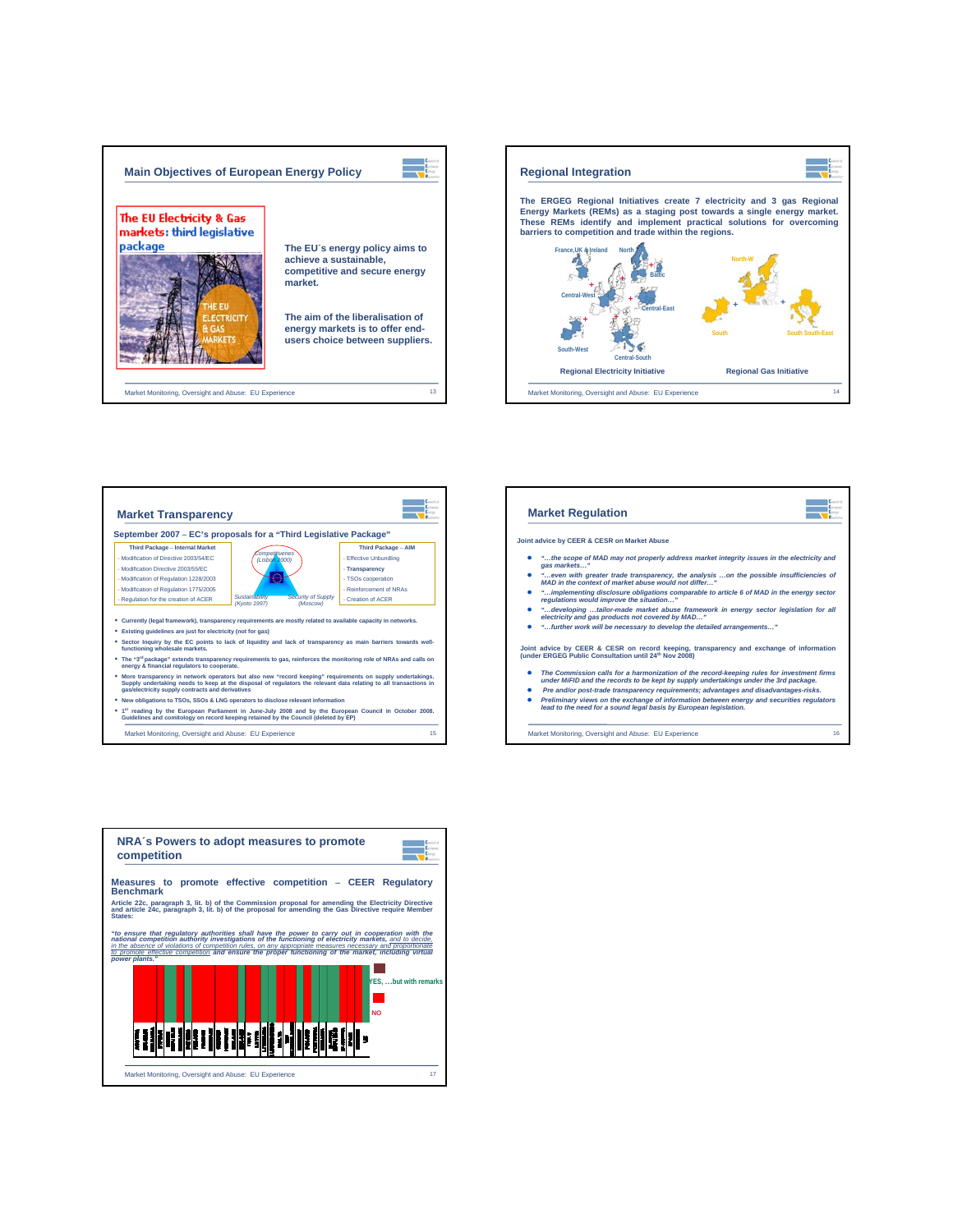## Main Objectives of European Energy Policy

The EU Electricity & Gas markets: third legislative package

THE EU ELECTRICITY & GAS MARKETS

The EU´s energy policy aims to achieve a sustainable, competitive and secure energy market.

The aim of the liberalisation of energy markets is to offer end-users choice between suppliers.

## Regional Integration

The ERGEG Regional Initiatives create 7 electricity and 3 gas Regional Energy Markets (REMs) as a staging post towards a single energy market. These REMs identify and implement practical solutions for overcoming barriers to competition and trade within the regions.

France,UK & Ireland
North
Baltic
Central-West
Central-East
South-West
Central-South
North-W
South
South South-East

Regional Electricity Initiative

Regional Gas Initiative

## Market Transparency

**September 2007 – EC's proposals for a "Third Legislative Package"**

| Third Package – Internal Market | | Third Package – AIM |
|---|---|---|
| - Modification of Directive 2003/54/EC | Competitiveness (Lisbon 2000) | - Effective Unbundling |
| - Modification Directive 2003/55/EC | | - **Transparency** |
| - Modification of Regulation 1228/2003 | | - TSOs cooperation |
| - Modification of Regulation 1775/2005 | Sustainability (Kyoto 1997) | - Reinforcement of NRAs |
| - Regulation for the creation of ACER | Security of Supply (Moscow) | - Creation of ACER |

- Currently (legal framework), transparency requirements are mostly related to available capacity in networks.
- Existing guidelines are just for electricity (not for gas)
- Sector Inquiry by the EC points to lack of liquidity and lack of transparency as main barriers towards well-functioning wholesale markets.
- The "3rd package" extends transparency requirements to gas, reinforces the monitoring role of NRAs and calls on energy & financial regulators to cooperate.
- More transparency in network operators but also new "record keeping" requirements on supply undertakings. Supply undertaking needs to keep at the disposal of regulators the relevant data relating to all transactions in gas/electricity supply contracts and derivatives
- New obligations to TSOs, SSOs & LNG operators to disclose relevant information
- 1st reading by the European Parliament in June-July 2008 and by the European Council in October 2008. Guidelines and comitology on record keeping retained by the Council (deleted by EP)

## Market Regulation

**Joint advice by CEER & CESR on Market Abuse**

- *"…the scope of MAD may not properly address market integrity issues in the electricity and gas markets…"*
- *"…even with greater trade transparency, the analysis …on the possible insufficiencies of MAD in the context of market abuse would not differ…"*
- *"…implementing disclosure obligations comparable to article 6 of MAD in the energy sector regulations would improve the situation…"*
- *"…developing …tailor-made market abuse framework in energy sector legislation for all electricity and gas products not covered by MAD…"*
- *"…further work will be necessary to develop the detailed arrangements…"*

**Joint advice by CEER & CESR on record keeping, transparency and exchange of information (under ERGEG Public Consultation until 24th Nov 2008)**

- *The Commission calls for a harmonization of the record-keeping rules for investment firms under MiFID and the records to be kept by supply undertakings under the 3rd package.*
- *Pre and/or post-trade transparency requirements; advantages and disadvantages-risks.*
- *Preliminary views on the exchange of information between energy and securities regulators lead to the need for a sound legal basis by European legislation.*

## NRA´s Powers to adopt measures to promote competition

**Measures to promote effective competition – CEER Regulatory Benchmark**

**Article 22c, paragraph 3, lit. b) of the Commission proposal for amending the Electricity Directive and article 24c, paragraph 3, lit. b) of the proposal for amending the Gas Directive require Member States:**

***"to ensure that regulatory authorities shall have the power to carry out in cooperation with the national competition authority investigations of the functioning of electricity markets,*** *and to decide, in the absence of violations of competition rules, on any appropriate measures necessary and proportionate to promote effective competition* ***and ensure the proper functioning of the market, including virtual power plants."***

YES, …but with remarks

NO